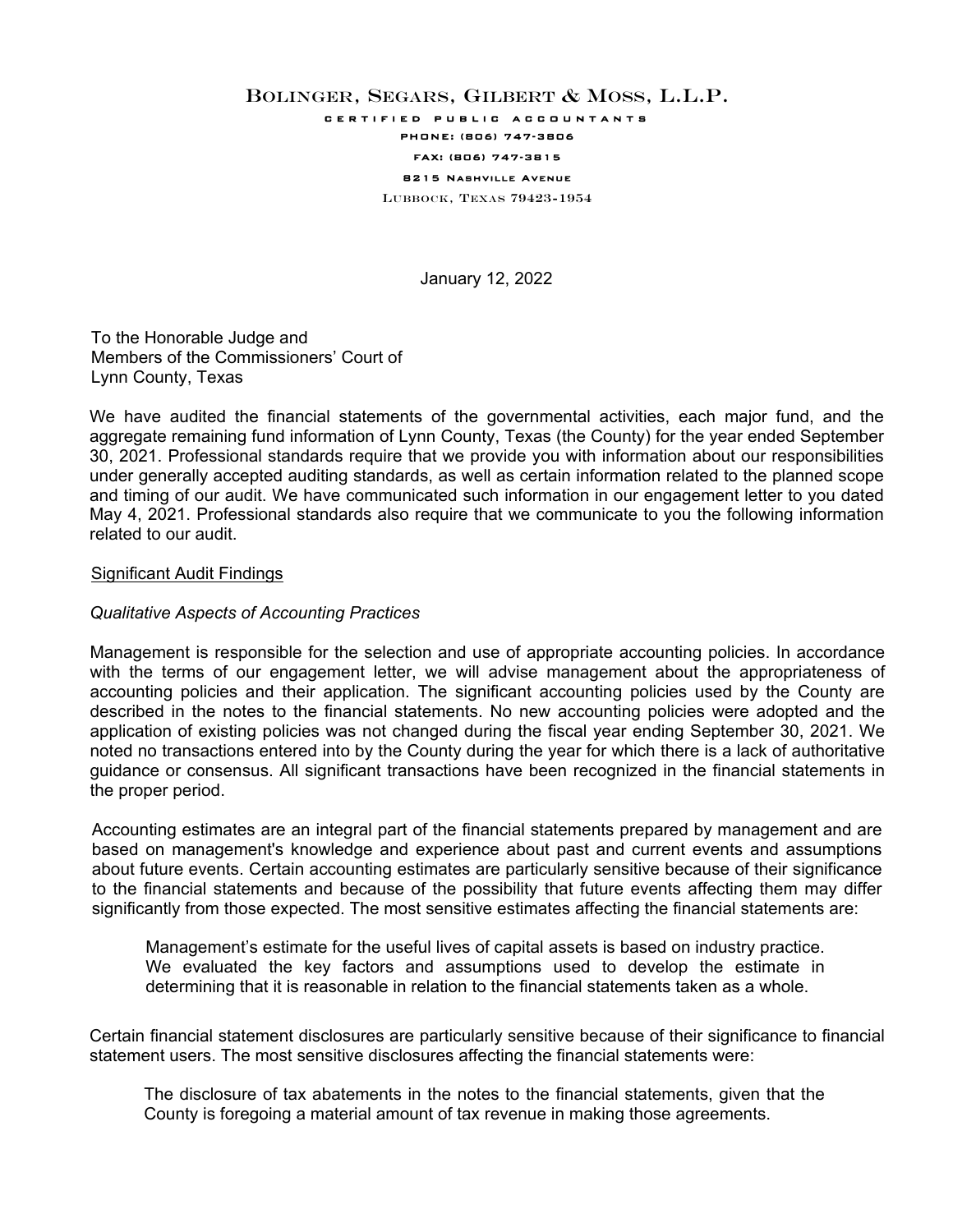Bolinger, Segars, Gilbert & Moss, L.L.P.

CERTIFIED PUBLIC ACCOUNTANTS

PHONE: (806) 747-3806

FAX: (806) 747-3815

8215 Nashville Avenue

Lubbock, Texas 79423-1954

January 12, 2022

To the Honorable Judge and
Members of the Commissioners' Court of
Lynn County, Texas

We have audited the financial statements of the governmental activities, each major fund, and the aggregate remaining fund information of Lynn County, Texas (the County) for the year ended September 30, 2021. Professional standards require that we provide you with information about our responsibilities under generally accepted auditing standards, as well as certain information related to the planned scope and timing of our audit. We have communicated such information in our engagement letter to you dated May 4, 2021. Professional standards also require that we communicate to you the following information related to our audit.

## Significant Audit Findings

### *Qualitative Aspects of Accounting Practices*

Management is responsible for the selection and use of appropriate accounting policies. In accordance with the terms of our engagement letter, we will advise management about the appropriateness of accounting policies and their application. The significant accounting policies used by the County are described in the notes to the financial statements. No new accounting policies were adopted and the application of existing policies was not changed during the fiscal year ending September 30, 2021. We noted no transactions entered into by the County during the year for which there is a lack of authoritative guidance or consensus. All significant transactions have been recognized in the financial statements in the proper period.

Accounting estimates are an integral part of the financial statements prepared by management and are based on management's knowledge and experience about past and current events and assumptions about future events. Certain accounting estimates are particularly sensitive because of their significance to the financial statements and because of the possibility that future events affecting them may differ significantly from those expected. The most sensitive estimates affecting the financial statements are:

> Management's estimate for the useful lives of capital assets is based on industry practice. We evaluated the key factors and assumptions used to develop the estimate in determining that it is reasonable in relation to the financial statements taken as a whole.

Certain financial statement disclosures are particularly sensitive because of their significance to financial statement users. The most sensitive disclosures affecting the financial statements were:

> The disclosure of tax abatements in the notes to the financial statements, given that the County is foregoing a material amount of tax revenue in making those agreements.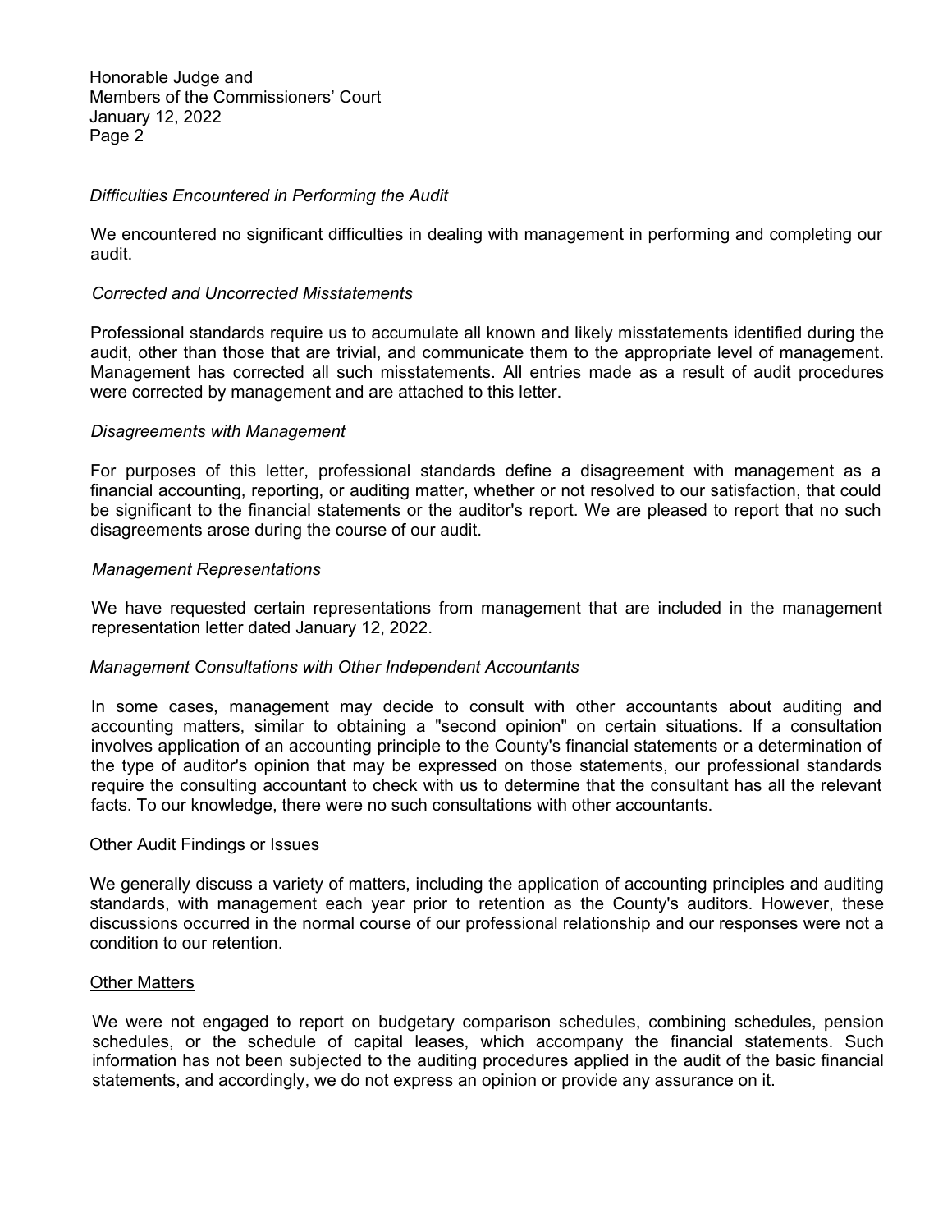Honorable Judge and
Members of the Commissioners' Court
January 12, 2022
Page 2

*Difficulties Encountered in Performing the Audit*

We encountered no significant difficulties in dealing with management in performing and completing our audit.

*Corrected and Uncorrected Misstatements*

Professional standards require us to accumulate all known and likely misstatements identified during the audit, other than those that are trivial, and communicate them to the appropriate level of management. Management has corrected all such misstatements. All entries made as a result of audit procedures were corrected by management and are attached to this letter.

*Disagreements with Management*

For purposes of this letter, professional standards define a disagreement with management as a financial accounting, reporting, or auditing matter, whether or not resolved to our satisfaction, that could be significant to the financial statements or the auditor's report. We are pleased to report that no such disagreements arose during the course of our audit.

*Management Representations*

We have requested certain representations from management that are included in the management representation letter dated January 12, 2022.

*Management Consultations with Other Independent Accountants*

In some cases, management may decide to consult with other accountants about auditing and accounting matters, similar to obtaining a "second opinion" on certain situations. If a consultation involves application of an accounting principle to the County's financial statements or a determination of the type of auditor's opinion that may be expressed on those statements, our professional standards require the consulting accountant to check with us to determine that the consultant has all the relevant facts. To our knowledge, there were no such consultations with other accountants.

Other Audit Findings or Issues

We generally discuss a variety of matters, including the application of accounting principles and auditing standards, with management each year prior to retention as the County's auditors. However, these discussions occurred in the normal course of our professional relationship and our responses were not a condition to our retention.

Other Matters

We were not engaged to report on budgetary comparison schedules, combining schedules, pension schedules, or the schedule of capital leases, which accompany the financial statements. Such information has not been subjected to the auditing procedures applied in the audit of the basic financial statements, and accordingly, we do not express an opinion or provide any assurance on it.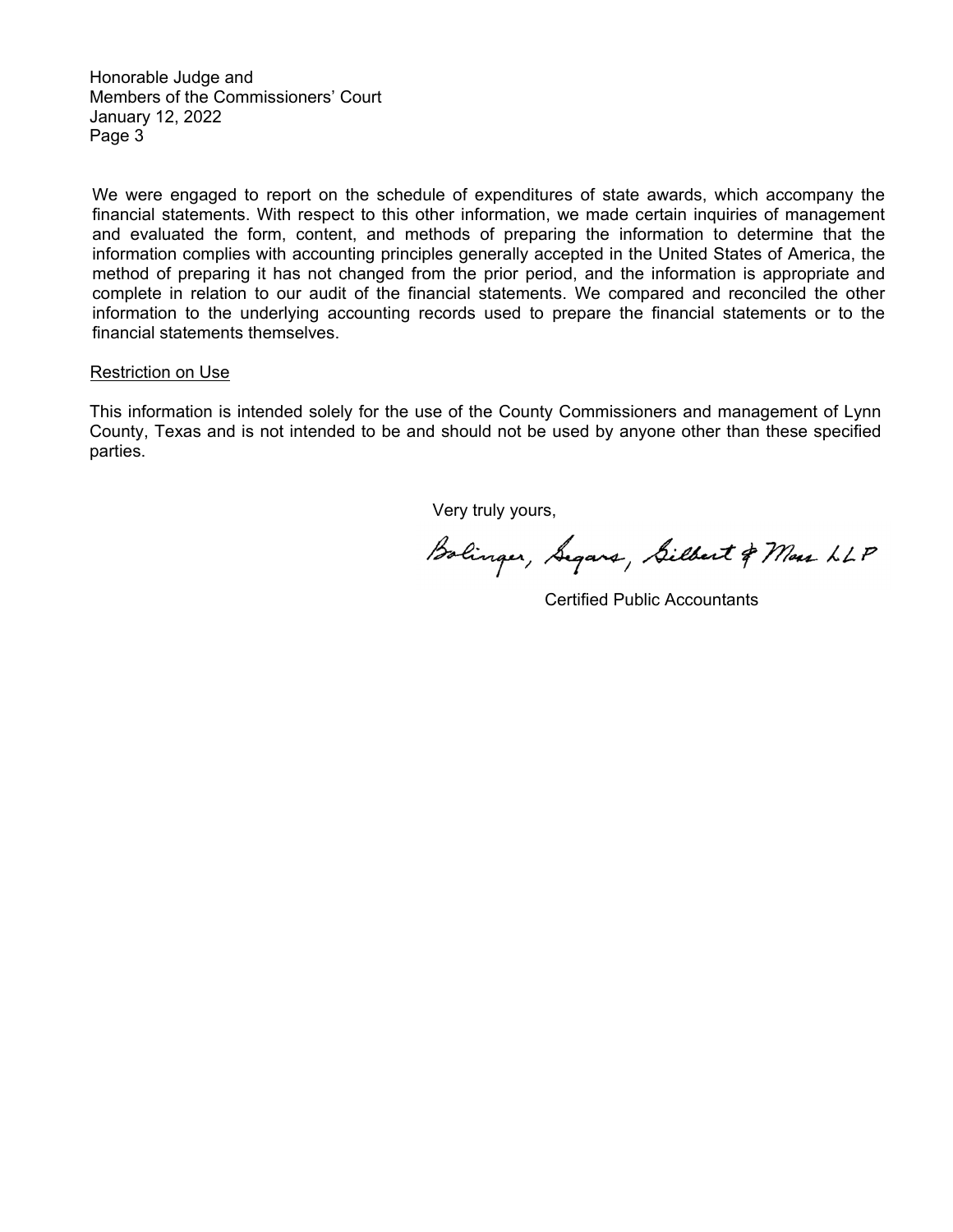Honorable Judge and
Members of the Commissioners' Court
January 12, 2022
Page 3

We were engaged to report on the schedule of expenditures of state awards, which accompany the financial statements. With respect to this other information, we made certain inquiries of management and evaluated the form, content, and methods of preparing the information to determine that the information complies with accounting principles generally accepted in the United States of America, the method of preparing it has not changed from the prior period, and the information is appropriate and complete in relation to our audit of the financial statements. We compared and reconciled the other information to the underlying accounting records used to prepare the financial statements or to the financial statements themselves.

Restriction on Use

This information is intended solely for the use of the County Commissioners and management of Lynn County, Texas and is not intended to be and should not be used by anyone other than these specified parties.

Very truly yours,

Bolinger, Segars, Gilbert & Moss LLP

Certified Public Accountants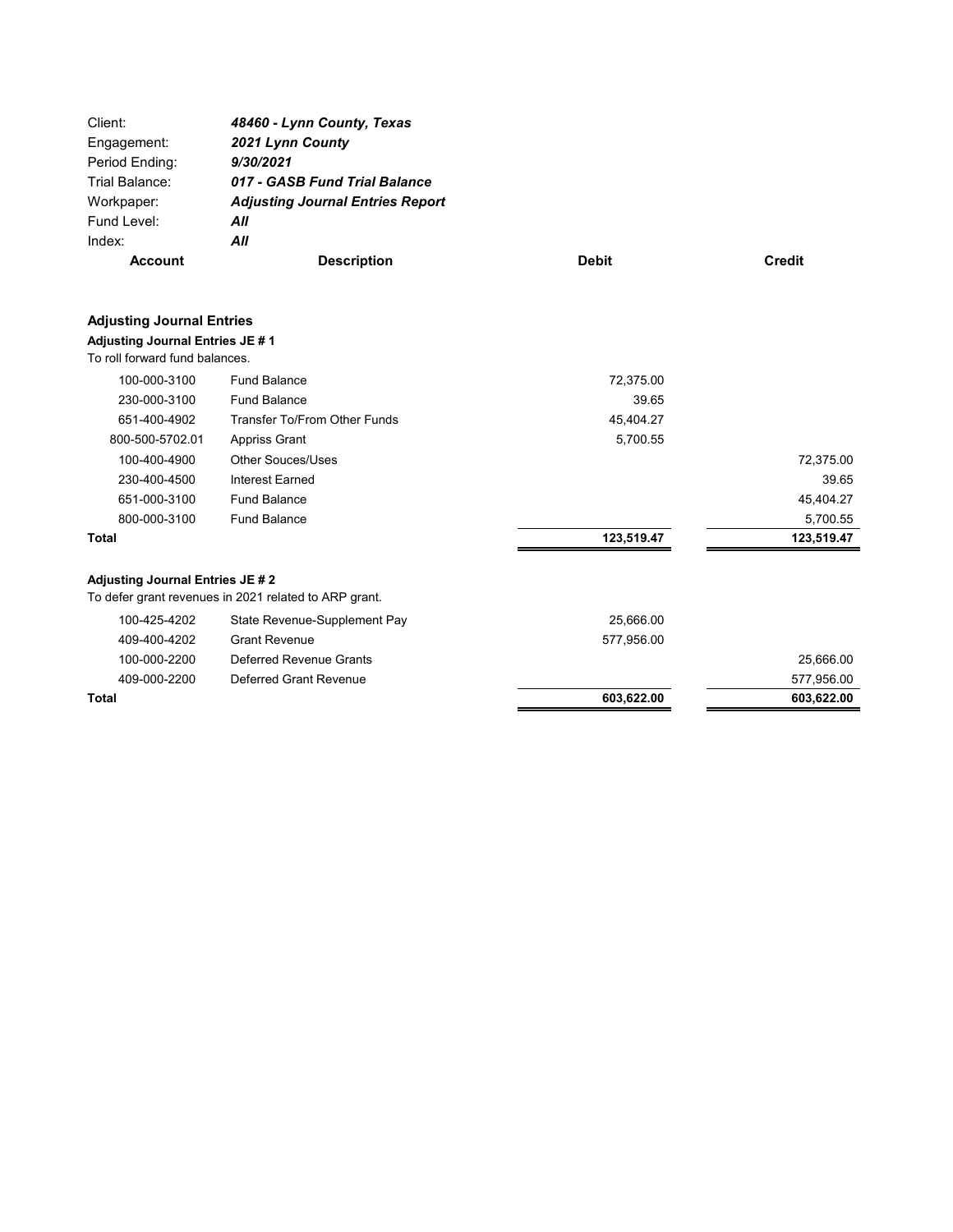| | |
|---|---|
| Client: | ***48460 - Lynn County, Texas*** |
| Engagement: | ***2021 Lynn County*** |
| Period Ending: | ***9/30/2021*** |
| Trial Balance: | ***017 - GASB Fund Trial Balance*** |
| Workpaper: | ***Adjusting Journal Entries Report*** |
| Fund Level: | ***All*** |
| Index: | ***All*** |

| Account | Description | Debit | Credit |
|---|---|---|---|
| **Adjusting Journal Entries** | | | |
| **Adjusting Journal Entries JE # 1** | | | |
| To roll forward fund balances. | | | |
| 100-000-3100 | Fund Balance | 72,375.00 | |
| 230-000-3100 | Fund Balance | 39.65 | |
| 651-400-4902 | Transfer To/From Other Funds | 45,404.27 | |
| 800-500-5702.01 | Appriss Grant | 5,700.55 | |
| 100-400-4900 | Other Souces/Uses | | 72,375.00 |
| 230-400-4500 | Interest Earned | | 39.65 |
| 651-000-3100 | Fund Balance | | 45,404.27 |
| 800-000-3100 | Fund Balance | | 5,700.55 |
| **Total** | | **123,519.47** | **123,519.47** |
| **Adjusting Journal Entries JE # 2** | | | |
| To defer grant revenues in 2021 related to ARP grant. | | | |
| 100-425-4202 | State Revenue-Supplement Pay | 25,666.00 | |
| 409-400-4202 | Grant Revenue | 577,956.00 | |
| 100-000-2200 | Deferred Revenue Grants | | 25,666.00 |
| 409-000-2200 | Deferred Grant Revenue | | 577,956.00 |
| **Total** | | **603,622.00** | **603,622.00** |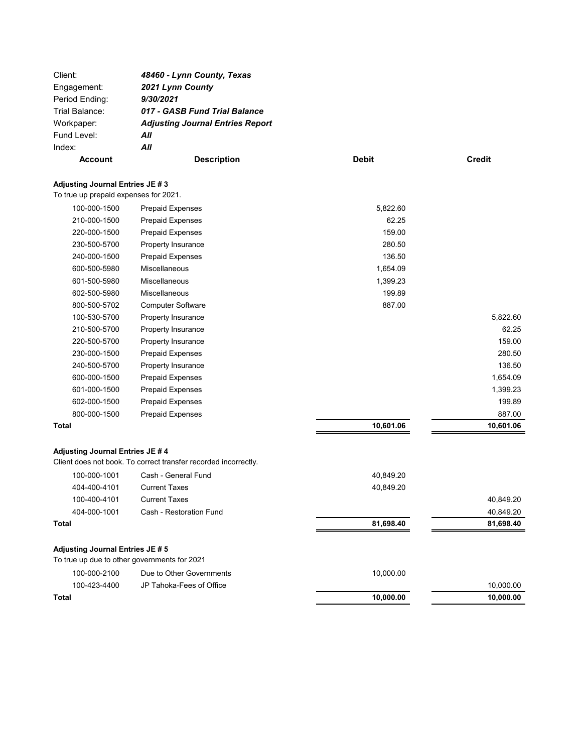| | |
|---|---|
| Client: | ***48460 - Lynn County, Texas*** |
| Engagement: | ***2021 Lynn County*** |
| Period Ending: | ***9/30/2021*** |
| Trial Balance: | ***017 - GASB Fund Trial Balance*** |
| Workpaper: | ***Adjusting Journal Entries Report*** |
| Fund Level: | ***All*** |
| Index: | ***All*** |

| Account | Description | Debit | Credit |
|---|---|---|---|
| **Adjusting Journal Entries JE # 3** | | | |
| To true up prepaid expenses for 2021. | | | |
| 100-000-1500 | Prepaid Expenses | 5,822.60 | |
| 210-000-1500 | Prepaid Expenses | 62.25 | |
| 220-000-1500 | Prepaid Expenses | 159.00 | |
| 230-500-5700 | Property Insurance | 280.50 | |
| 240-000-1500 | Prepaid Expenses | 136.50 | |
| 600-500-5980 | Miscellaneous | 1,654.09 | |
| 601-500-5980 | Miscellaneous | 1,399.23 | |
| 602-500-5980 | Miscellaneous | 199.89 | |
| 800-500-5702 | Computer Software | 887.00 | |
| 100-530-5700 | Property Insurance | | 5,822.60 |
| 210-500-5700 | Property Insurance | | 62.25 |
| 220-500-5700 | Property Insurance | | 159.00 |
| 230-000-1500 | Prepaid Expenses | | 280.50 |
| 240-500-5700 | Property Insurance | | 136.50 |
| 600-000-1500 | Prepaid Expenses | | 1,654.09 |
| 601-000-1500 | Prepaid Expenses | | 1,399.23 |
| 602-000-1500 | Prepaid Expenses | | 199.89 |
| 800-000-1500 | Prepaid Expenses | | 887.00 |
| **Total** | | **10,601.06** | **10,601.06** |
| **Adjusting Journal Entries JE # 4** | | | |
| Client does not book. To correct transfer recorded incorrectly. | | | |
| 100-000-1001 | Cash - General Fund | 40,849.20 | |
| 404-400-4101 | Current Taxes | 40,849.20 | |
| 100-400-4101 | Current Taxes | | 40,849.20 |
| 404-000-1001 | Cash - Restoration Fund | | 40,849.20 |
| **Total** | | **81,698.40** | **81,698.40** |
| **Adjusting Journal Entries JE # 5** | | | |
| To true up due to other governments for 2021 | | | |
| 100-000-2100 | Due to Other Governments | 10,000.00 | |
| 100-423-4400 | JP Tahoka-Fees of Office | | 10,000.00 |
| **Total** | | **10,000.00** | **10,000.00** |